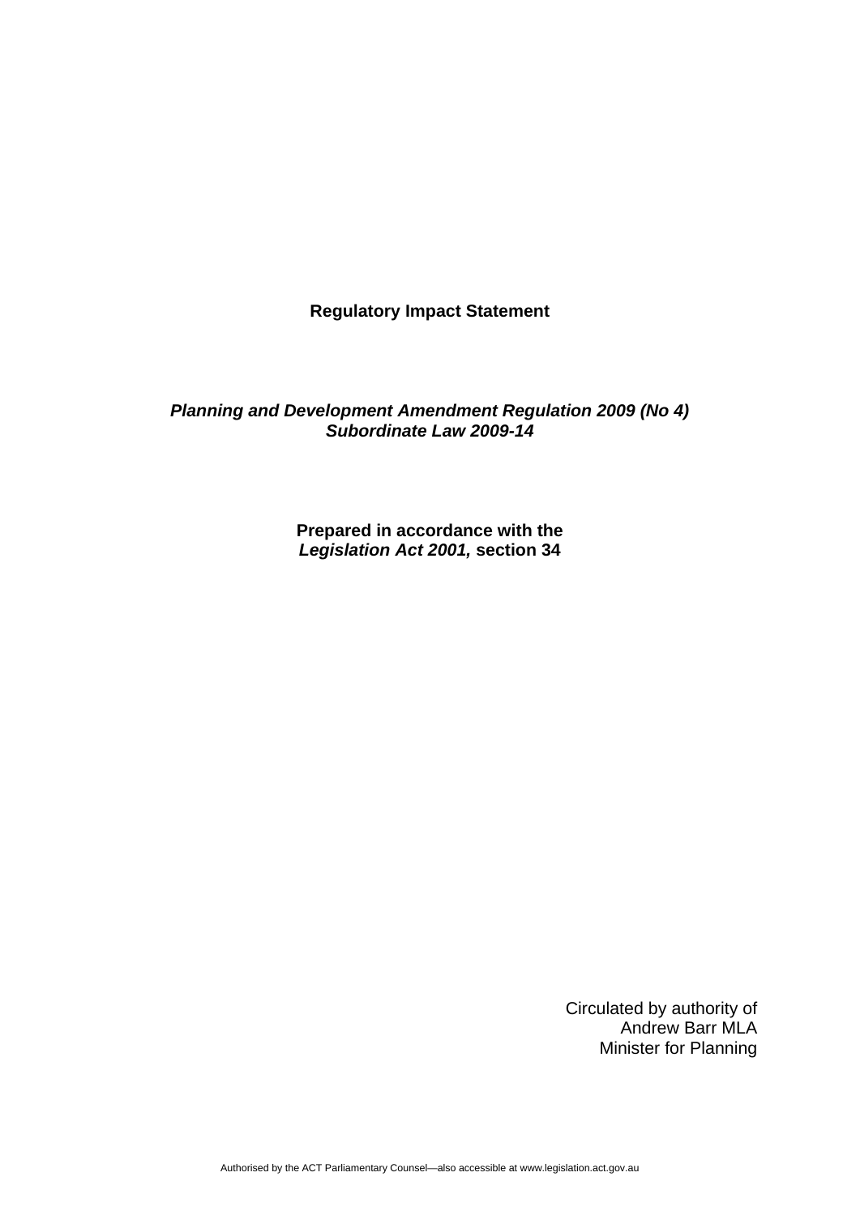# Regulatory Impact Statement

***Planning and Development Amendment Regulation 2009 (No 4)***
***Subordinate Law 2009-14***

**Prepared in accordance with the**
***Legislation Act 2001,*** **section 34**

Circulated by authority of
Andrew Barr MLA
Minister for Planning

Authorised by the ACT Parliamentary Counsel—also accessible at www.legislation.act.gov.au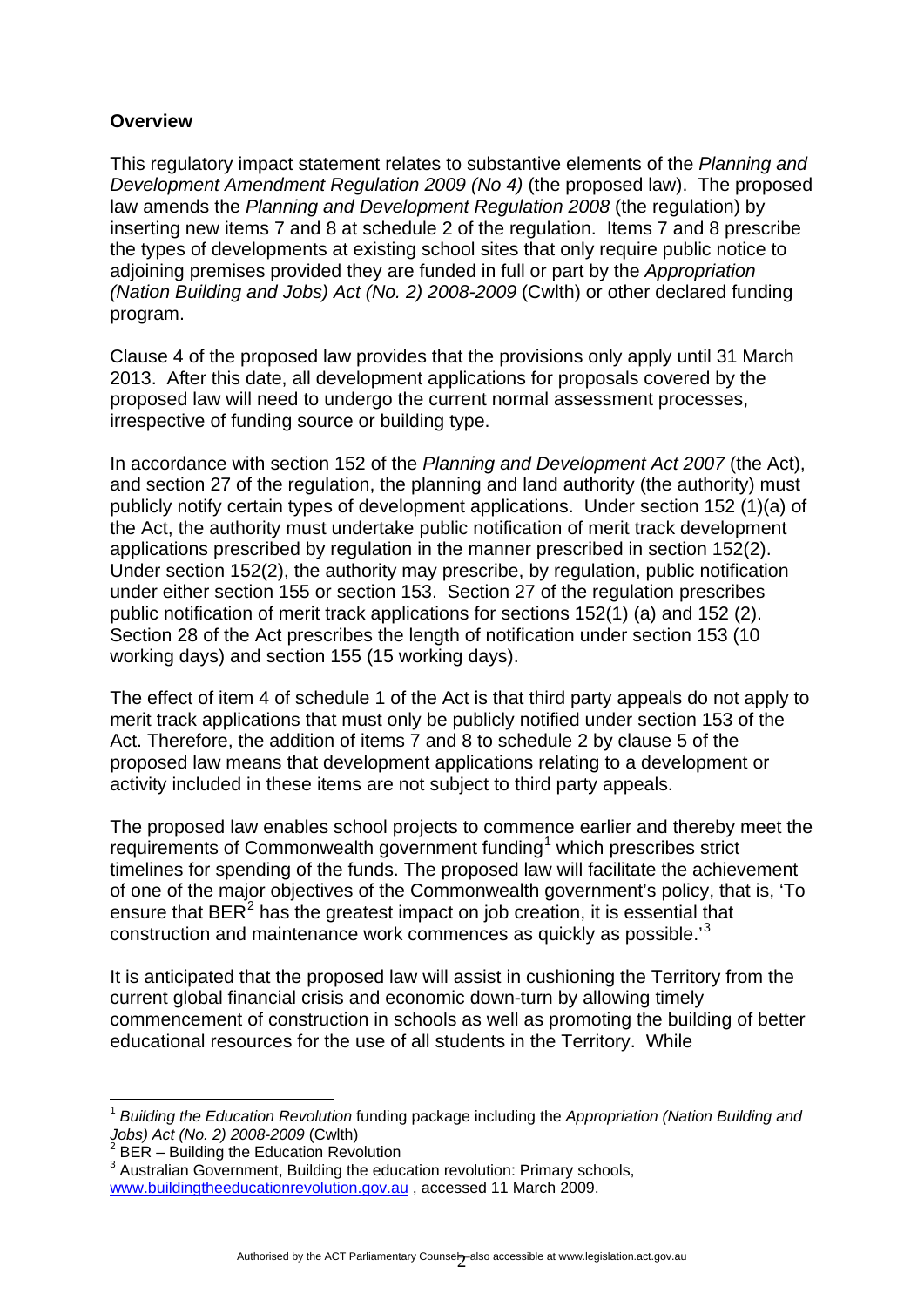**Overview**

This regulatory impact statement relates to substantive elements of the *Planning and Development Amendment Regulation 2009 (No 4)* (the proposed law). The proposed law amends the *Planning and Development Regulation 2008* (the regulation) by inserting new items 7 and 8 at schedule 2 of the regulation. Items 7 and 8 prescribe the types of developments at existing school sites that only require public notice to adjoining premises provided they are funded in full or part by the *Appropriation (Nation Building and Jobs) Act (No. 2) 2008-2009* (Cwlth) or other declared funding program.

Clause 4 of the proposed law provides that the provisions only apply until 31 March 2013. After this date, all development applications for proposals covered by the proposed law will need to undergo the current normal assessment processes, irrespective of funding source or building type.

In accordance with section 152 of the *Planning and Development Act 2007* (the Act), and section 27 of the regulation, the planning and land authority (the authority) must publicly notify certain types of development applications. Under section 152 (1)(a) of the Act, the authority must undertake public notification of merit track development applications prescribed by regulation in the manner prescribed in section 152(2). Under section 152(2), the authority may prescribe, by regulation, public notification under either section 155 or section 153. Section 27 of the regulation prescribes public notification of merit track applications for sections 152(1) (a) and 152 (2). Section 28 of the Act prescribes the length of notification under section 153 (10 working days) and section 155 (15 working days).

The effect of item 4 of schedule 1 of the Act is that third party appeals do not apply to merit track applications that must only be publicly notified under section 153 of the Act. Therefore, the addition of items 7 and 8 to schedule 2 by clause 5 of the proposed law means that development applications relating to a development or activity included in these items are not subject to third party appeals.

The proposed law enables school projects to commence earlier and thereby meet the requirements of Commonwealth government funding[1] which prescribes strict timelines for spending of the funds. The proposed law will facilitate the achievement of one of the major objectives of the Commonwealth government's policy, that is, 'To ensure that BER[2] has the greatest impact on job creation, it is essential that construction and maintenance work commences as quickly as possible.'[3]

It is anticipated that the proposed law will assist in cushioning the Territory from the current global financial crisis and economic down-turn by allowing timely commencement of construction in schools as well as promoting the building of better educational resources for the use of all students in the Territory. While

---

[1] *Building the Education Revolution* funding package including the *Appropriation (Nation Building and Jobs) Act (No. 2) 2008-2009* (Cwlth)

[2] BER – Building the Education Revolution

[3] Australian Government, Building the education revolution: Primary schools, www.buildingtheeducationrevolution.gov.au , accessed 11 March 2009.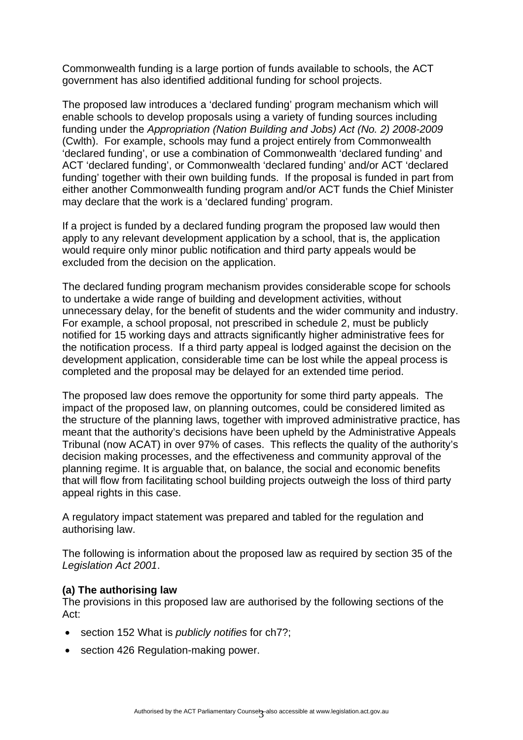Commonwealth funding is a large portion of funds available to schools, the ACT government has also identified additional funding for school projects.

The proposed law introduces a 'declared funding' program mechanism which will enable schools to develop proposals using a variety of funding sources including funding under the *Appropriation (Nation Building and Jobs) Act (No. 2) 2008-2009* (Cwlth). For example, schools may fund a project entirely from Commonwealth 'declared funding', or use a combination of Commonwealth 'declared funding' and ACT 'declared funding', or Commonwealth 'declared funding' and/or ACT 'declared funding' together with their own building funds. If the proposal is funded in part from either another Commonwealth funding program and/or ACT funds the Chief Minister may declare that the work is a 'declared funding' program.

If a project is funded by a declared funding program the proposed law would then apply to any relevant development application by a school, that is, the application would require only minor public notification and third party appeals would be excluded from the decision on the application.

The declared funding program mechanism provides considerable scope for schools to undertake a wide range of building and development activities, without unnecessary delay, for the benefit of students and the wider community and industry. For example, a school proposal, not prescribed in schedule 2, must be publicly notified for 15 working days and attracts significantly higher administrative fees for the notification process. If a third party appeal is lodged against the decision on the development application, considerable time can be lost while the appeal process is completed and the proposal may be delayed for an extended time period.

The proposed law does remove the opportunity for some third party appeals. The impact of the proposed law, on planning outcomes, could be considered limited as the structure of the planning laws, together with improved administrative practice, has meant that the authority's decisions have been upheld by the Administrative Appeals Tribunal (now ACAT) in over 97% of cases. This reflects the quality of the authority's decision making processes, and the effectiveness and community approval of the planning regime. It is arguable that, on balance, the social and economic benefits that will flow from facilitating school building projects outweigh the loss of third party appeal rights in this case.

A regulatory impact statement was prepared and tabled for the regulation and authorising law.

The following is information about the proposed law as required by section 35 of the *Legislation Act 2001*.

**(a) The authorising law**

The provisions in this proposed law are authorised by the following sections of the Act:

- section 152 What is *publicly notifies* for ch7?;
- section 426 Regulation-making power.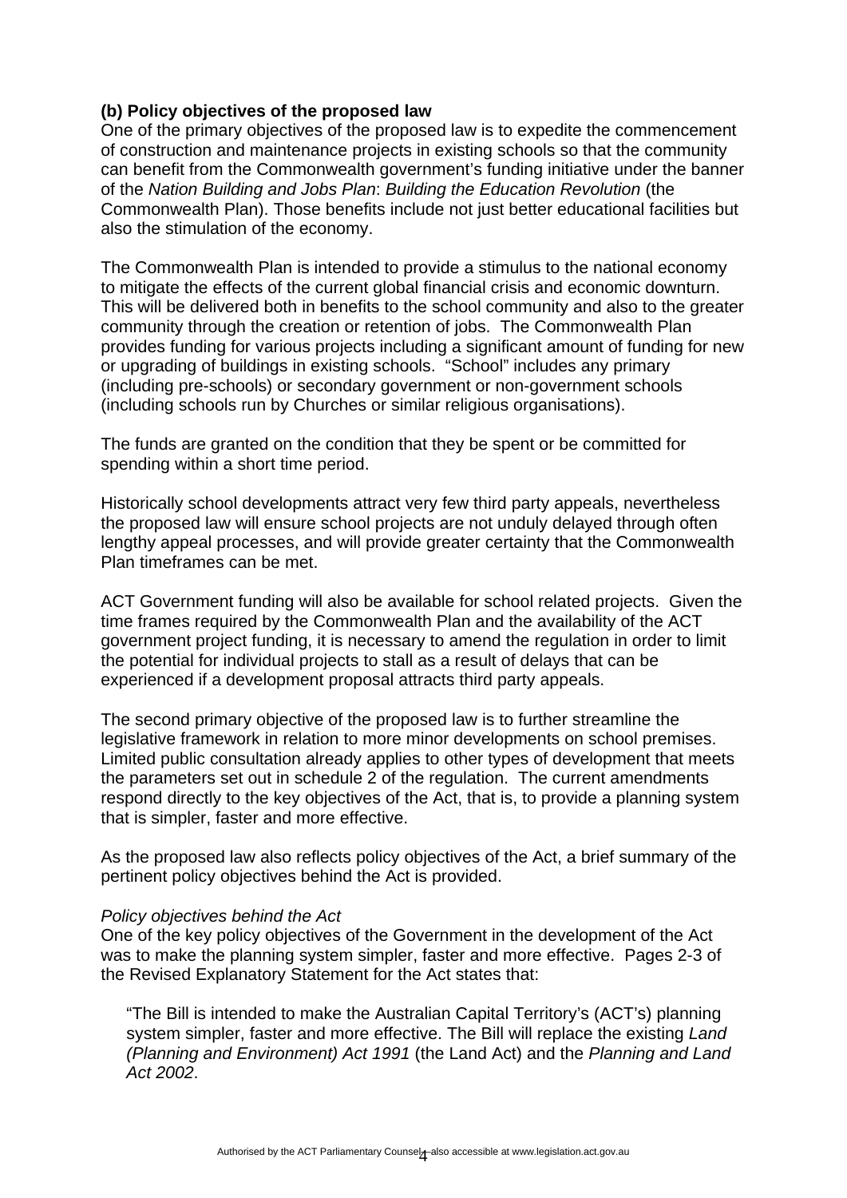**(b) Policy objectives of the proposed law**

One of the primary objectives of the proposed law is to expedite the commencement of construction and maintenance projects in existing schools so that the community can benefit from the Commonwealth government's funding initiative under the banner of the *Nation Building and Jobs Plan*: *Building the Education Revolution* (the Commonwealth Plan). Those benefits include not just better educational facilities but also the stimulation of the economy.

The Commonwealth Plan is intended to provide a stimulus to the national economy to mitigate the effects of the current global financial crisis and economic downturn. This will be delivered both in benefits to the school community and also to the greater community through the creation or retention of jobs. The Commonwealth Plan provides funding for various projects including a significant amount of funding for new or upgrading of buildings in existing schools. "School" includes any primary (including pre-schools) or secondary government or non-government schools (including schools run by Churches or similar religious organisations).

The funds are granted on the condition that they be spent or be committed for spending within a short time period.

Historically school developments attract very few third party appeals, nevertheless the proposed law will ensure school projects are not unduly delayed through often lengthy appeal processes, and will provide greater certainty that the Commonwealth Plan timeframes can be met.

ACT Government funding will also be available for school related projects. Given the time frames required by the Commonwealth Plan and the availability of the ACT government project funding, it is necessary to amend the regulation in order to limit the potential for individual projects to stall as a result of delays that can be experienced if a development proposal attracts third party appeals.

The second primary objective of the proposed law is to further streamline the legislative framework in relation to more minor developments on school premises. Limited public consultation already applies to other types of development that meets the parameters set out in schedule 2 of the regulation. The current amendments respond directly to the key objectives of the Act, that is, to provide a planning system that is simpler, faster and more effective.

As the proposed law also reflects policy objectives of the Act, a brief summary of the pertinent policy objectives behind the Act is provided.

*Policy objectives behind the Act*

One of the key policy objectives of the Government in the development of the Act was to make the planning system simpler, faster and more effective. Pages 2-3 of the Revised Explanatory Statement for the Act states that:

> "The Bill is intended to make the Australian Capital Territory's (ACT's) planning system simpler, faster and more effective. The Bill will replace the existing *Land (Planning and Environment) Act 1991* (the Land Act) and the *Planning and Land Act 2002*.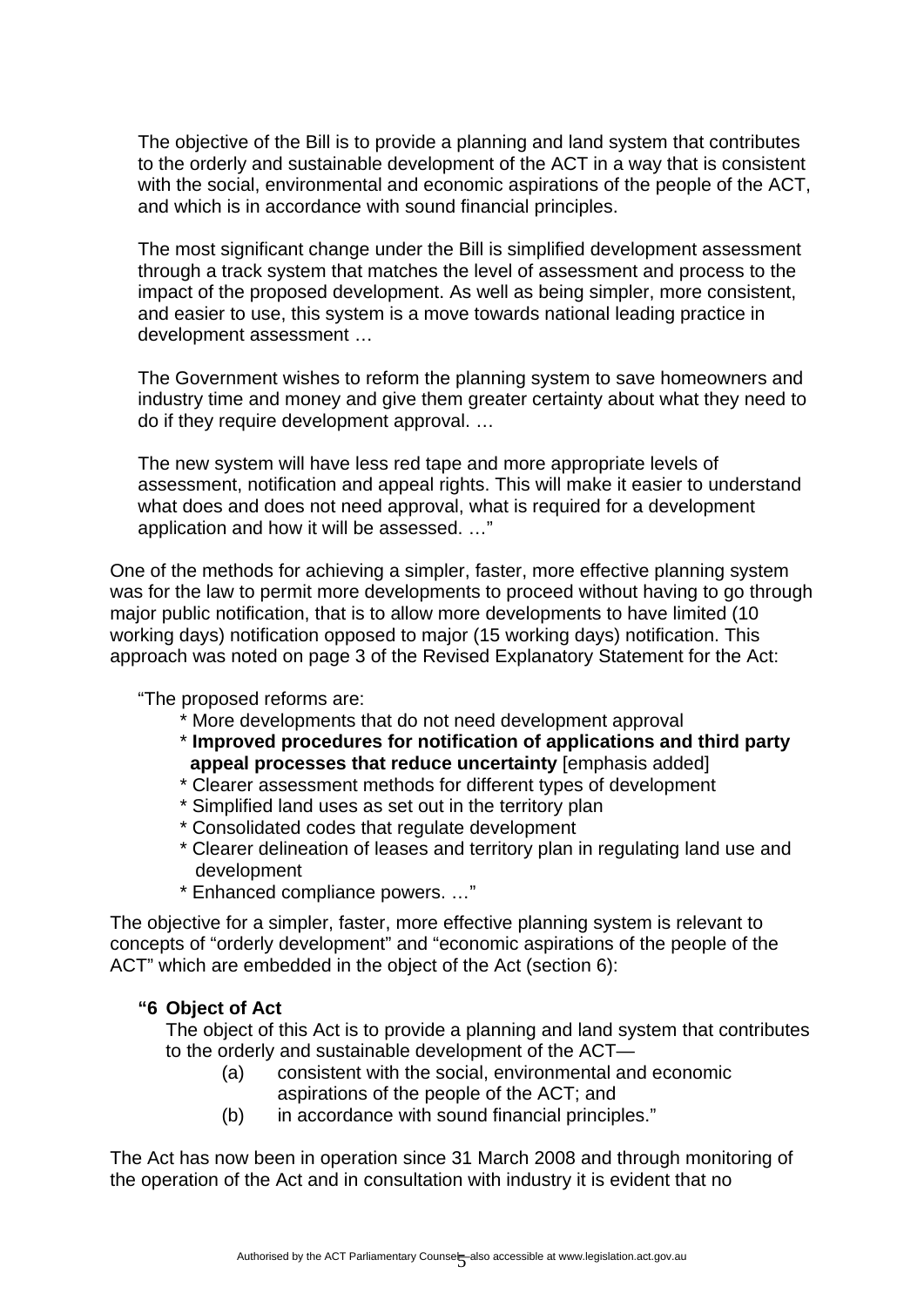> The objective of the Bill is to provide a planning and land system that contributes to the orderly and sustainable development of the ACT in a way that is consistent with the social, environmental and economic aspirations of the people of the ACT, and which is in accordance with sound financial principles.
>
> The most significant change under the Bill is simplified development assessment through a track system that matches the level of assessment and process to the impact of the proposed development. As well as being simpler, more consistent, and easier to use, this system is a move towards national leading practice in development assessment …
>
> The Government wishes to reform the planning system to save homeowners and industry time and money and give them greater certainty about what they need to do if they require development approval. …
>
> The new system will have less red tape and more appropriate levels of assessment, notification and appeal rights. This will make it easier to understand what does and does not need approval, what is required for a development application and how it will be assessed. …"

One of the methods for achieving a simpler, faster, more effective planning system was for the law to permit more developments to proceed without having to go through major public notification, that is to allow more developments to have limited (10 working days) notification opposed to major (15 working days) notification. This approach was noted on page 3 of the Revised Explanatory Statement for the Act:

> "The proposed reforms are:
>
> * More developments that do not need development approval
> * **Improved procedures for notification of applications and third party appeal processes that reduce uncertainty** [emphasis added]
> * Clearer assessment methods for different types of development
> * Simplified land uses as set out in the territory plan
> * Consolidated codes that regulate development
> * Clearer delineation of leases and territory plan in regulating land use and development
> * Enhanced compliance powers. …"

The objective for a simpler, faster, more effective planning system is relevant to concepts of "orderly development" and "economic aspirations of the people of the ACT" which are embedded in the object of the Act (section 6):

> **"6 Object of Act**
>
> The object of this Act is to provide a planning and land system that contributes to the orderly and sustainable development of the ACT—
>
> (a) consistent with the social, environmental and economic aspirations of the people of the ACT; and
>
> (b) in accordance with sound financial principles."

The Act has now been in operation since 31 March 2008 and through monitoring of the operation of the Act and in consultation with industry it is evident that no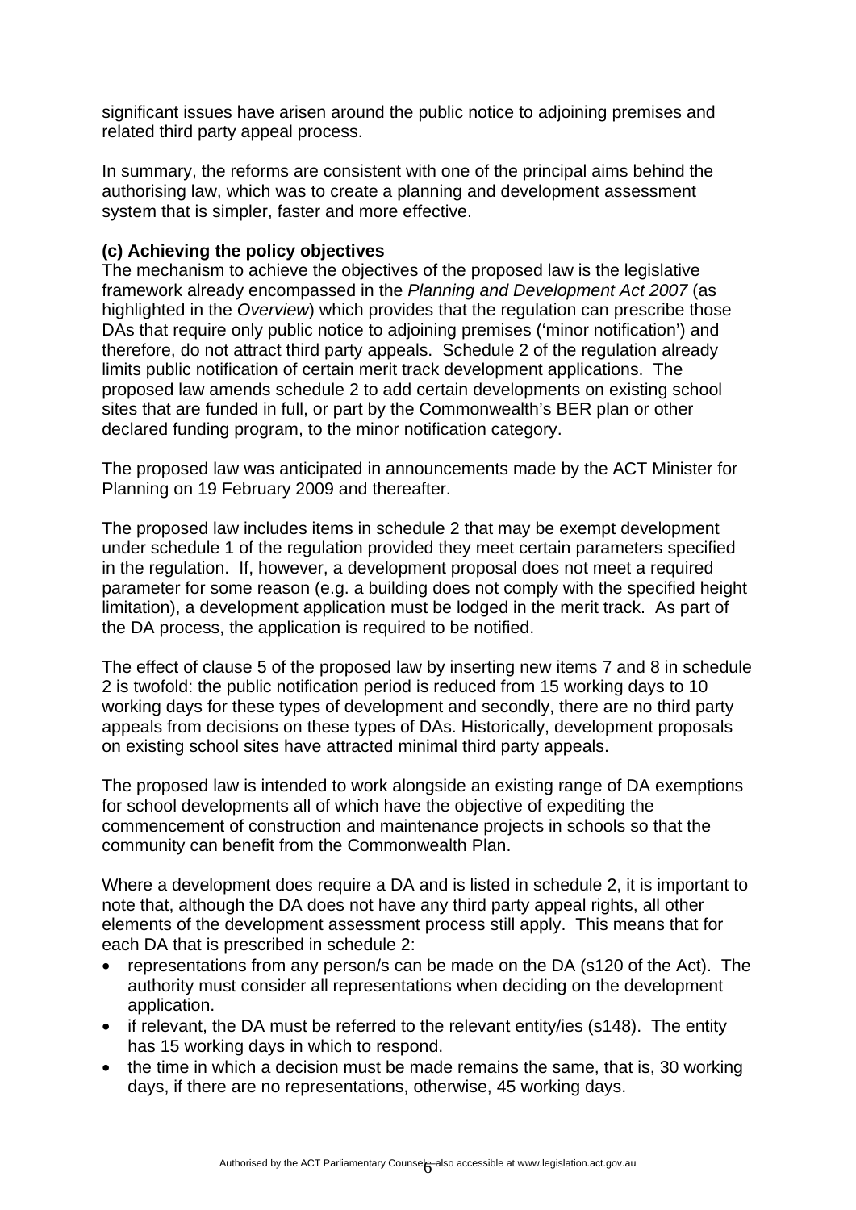significant issues have arisen around the public notice to adjoining premises and related third party appeal process.

In summary, the reforms are consistent with one of the principal aims behind the authorising law, which was to create a planning and development assessment system that is simpler, faster and more effective.

**(c) Achieving the policy objectives**

The mechanism to achieve the objectives of the proposed law is the legislative framework already encompassed in the *Planning and Development Act 2007* (as highlighted in the *Overview*) which provides that the regulation can prescribe those DAs that require only public notice to adjoining premises ('minor notification') and therefore, do not attract third party appeals. Schedule 2 of the regulation already limits public notification of certain merit track development applications. The proposed law amends schedule 2 to add certain developments on existing school sites that are funded in full, or part by the Commonwealth's BER plan or other declared funding program, to the minor notification category.

The proposed law was anticipated in announcements made by the ACT Minister for Planning on 19 February 2009 and thereafter.

The proposed law includes items in schedule 2 that may be exempt development under schedule 1 of the regulation provided they meet certain parameters specified in the regulation. If, however, a development proposal does not meet a required parameter for some reason (e.g. a building does not comply with the specified height limitation), a development application must be lodged in the merit track. As part of the DA process, the application is required to be notified.

The effect of clause 5 of the proposed law by inserting new items 7 and 8 in schedule 2 is twofold: the public notification period is reduced from 15 working days to 10 working days for these types of development and secondly, there are no third party appeals from decisions on these types of DAs. Historically, development proposals on existing school sites have attracted minimal third party appeals.

The proposed law is intended to work alongside an existing range of DA exemptions for school developments all of which have the objective of expediting the commencement of construction and maintenance projects in schools so that the community can benefit from the Commonwealth Plan.

Where a development does require a DA and is listed in schedule 2, it is important to note that, although the DA does not have any third party appeal rights, all other elements of the development assessment process still apply. This means that for each DA that is prescribed in schedule 2:

- representations from any person/s can be made on the DA (s120 of the Act). The authority must consider all representations when deciding on the development application.
- if relevant, the DA must be referred to the relevant entity/ies (s148). The entity has 15 working days in which to respond.
- the time in which a decision must be made remains the same, that is, 30 working days, if there are no representations, otherwise, 45 working days.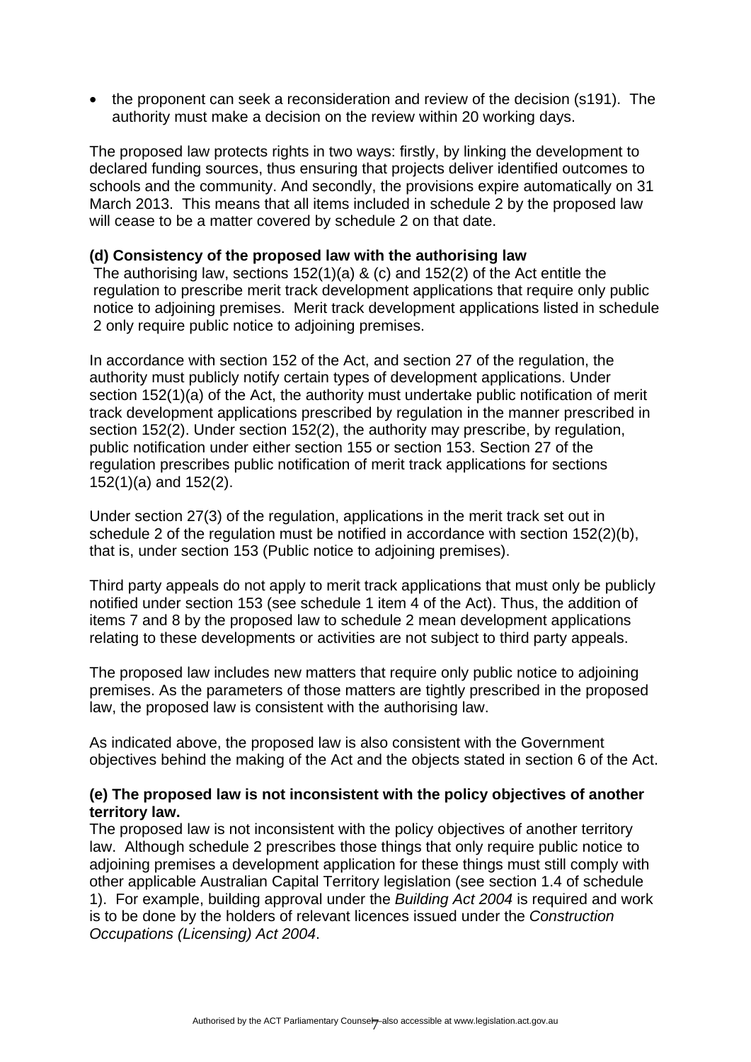- the proponent can seek a reconsideration and review of the decision (s191). The authority must make a decision on the review within 20 working days.

The proposed law protects rights in two ways: firstly, by linking the development to declared funding sources, thus ensuring that projects deliver identified outcomes to schools and the community. And secondly, the provisions expire automatically on 31 March 2013. This means that all items included in schedule 2 by the proposed law will cease to be a matter covered by schedule 2 on that date.

**(d) Consistency of the proposed law with the authorising law**

The authorising law, sections 152(1)(a) & (c) and 152(2) of the Act entitle the regulation to prescribe merit track development applications that require only public notice to adjoining premises. Merit track development applications listed in schedule 2 only require public notice to adjoining premises.

In accordance with section 152 of the Act, and section 27 of the regulation, the authority must publicly notify certain types of development applications. Under section 152(1)(a) of the Act, the authority must undertake public notification of merit track development applications prescribed by regulation in the manner prescribed in section 152(2). Under section 152(2), the authority may prescribe, by regulation, public notification under either section 155 or section 153. Section 27 of the regulation prescribes public notification of merit track applications for sections 152(1)(a) and 152(2).

Under section 27(3) of the regulation, applications in the merit track set out in schedule 2 of the regulation must be notified in accordance with section 152(2)(b), that is, under section 153 (Public notice to adjoining premises).

Third party appeals do not apply to merit track applications that must only be publicly notified under section 153 (see schedule 1 item 4 of the Act). Thus, the addition of items 7 and 8 by the proposed law to schedule 2 mean development applications relating to these developments or activities are not subject to third party appeals.

The proposed law includes new matters that require only public notice to adjoining premises. As the parameters of those matters are tightly prescribed in the proposed law, the proposed law is consistent with the authorising law.

As indicated above, the proposed law is also consistent with the Government objectives behind the making of the Act and the objects stated in section 6 of the Act.

**(e) The proposed law is not inconsistent with the policy objectives of another territory law.**

The proposed law is not inconsistent with the policy objectives of another territory law. Although schedule 2 prescribes those things that only require public notice to adjoining premises a development application for these things must still comply with other applicable Australian Capital Territory legislation (see section 1.4 of schedule 1). For example, building approval under the *Building Act 2004* is required and work is to be done by the holders of relevant licences issued under the *Construction Occupations (Licensing) Act 2004*.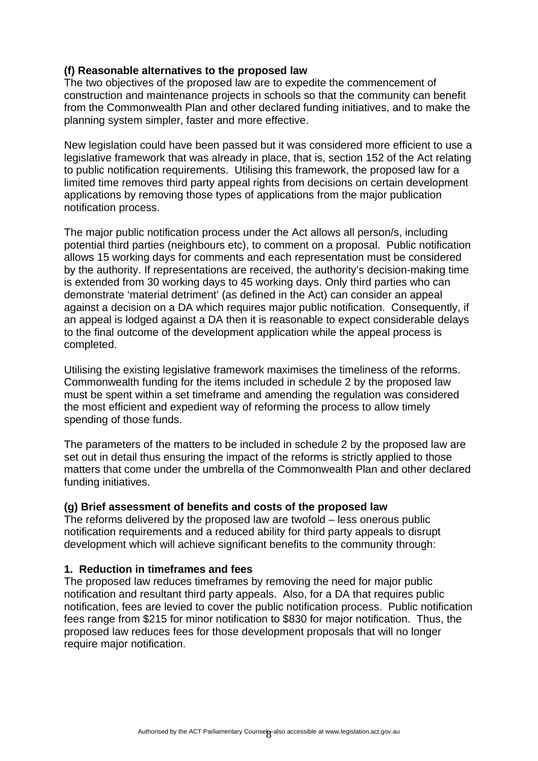**(f) Reasonable alternatives to the proposed law**

The two objectives of the proposed law are to expedite the commencement of construction and maintenance projects in schools so that the community can benefit from the Commonwealth Plan and other declared funding initiatives, and to make the planning system simpler, faster and more effective.

New legislation could have been passed but it was considered more efficient to use a legislative framework that was already in place, that is, section 152 of the Act relating to public notification requirements. Utilising this framework, the proposed law for a limited time removes third party appeal rights from decisions on certain development applications by removing those types of applications from the major publication notification process.

The major public notification process under the Act allows all person/s, including potential third parties (neighbours etc), to comment on a proposal. Public notification allows 15 working days for comments and each representation must be considered by the authority. If representations are received, the authority's decision-making time is extended from 30 working days to 45 working days. Only third parties who can demonstrate 'material detriment' (as defined in the Act) can consider an appeal against a decision on a DA which requires major public notification. Consequently, if an appeal is lodged against a DA then it is reasonable to expect considerable delays to the final outcome of the development application while the appeal process is completed.

Utilising the existing legislative framework maximises the timeliness of the reforms. Commonwealth funding for the items included in schedule 2 by the proposed law must be spent within a set timeframe and amending the regulation was considered the most efficient and expedient way of reforming the process to allow timely spending of those funds.

The parameters of the matters to be included in schedule 2 by the proposed law are set out in detail thus ensuring the impact of the reforms is strictly applied to those matters that come under the umbrella of the Commonwealth Plan and other declared funding initiatives.

**(g) Brief assessment of benefits and costs of the proposed law**

The reforms delivered by the proposed law are twofold – less onerous public notification requirements and a reduced ability for third party appeals to disrupt development which will achieve significant benefits to the community through:

**1. Reduction in timeframes and fees**

The proposed law reduces timeframes by removing the need for major public notification and resultant third party appeals. Also, for a DA that requires public notification, fees are levied to cover the public notification process. Public notification fees range from $215 for minor notification to $830 for major notification. Thus, the proposed law reduces fees for those development proposals that will no longer require major notification.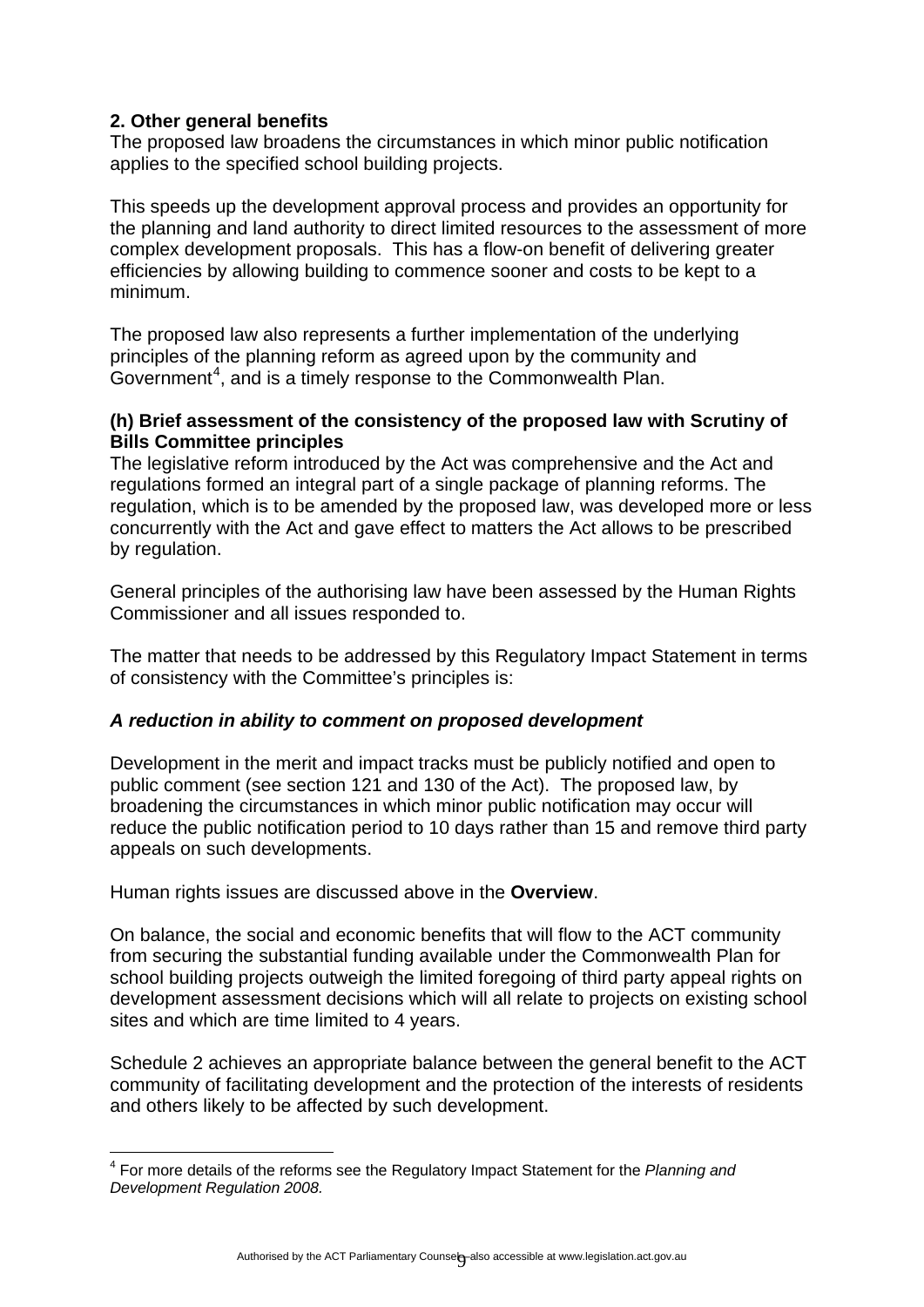**2. Other general benefits**

The proposed law broadens the circumstances in which minor public notification applies to the specified school building projects.

This speeds up the development approval process and provides an opportunity for the planning and land authority to direct limited resources to the assessment of more complex development proposals. This has a flow-on benefit of delivering greater efficiencies by allowing building to commence sooner and costs to be kept to a minimum.

The proposed law also represents a further implementation of the underlying principles of the planning reform as agreed upon by the community and Government[4], and is a timely response to the Commonwealth Plan.

**(h) Brief assessment of the consistency of the proposed law with Scrutiny of Bills Committee principles**

The legislative reform introduced by the Act was comprehensive and the Act and regulations formed an integral part of a single package of planning reforms. The regulation, which is to be amended by the proposed law, was developed more or less concurrently with the Act and gave effect to matters the Act allows to be prescribed by regulation.

General principles of the authorising law have been assessed by the Human Rights Commissioner and all issues responded to.

The matter that needs to be addressed by this Regulatory Impact Statement in terms of consistency with the Committee's principles is:

***A reduction in ability to comment on proposed development***

Development in the merit and impact tracks must be publicly notified and open to public comment (see section 121 and 130 of the Act). The proposed law, by broadening the circumstances in which minor public notification may occur will reduce the public notification period to 10 days rather than 15 and remove third party appeals on such developments.

Human rights issues are discussed above in the **Overview**.

On balance, the social and economic benefits that will flow to the ACT community from securing the substantial funding available under the Commonwealth Plan for school building projects outweigh the limited foregoing of third party appeal rights on development assessment decisions which will all relate to projects on existing school sites and which are time limited to 4 years.

Schedule 2 achieves an appropriate balance between the general benefit to the ACT community of facilitating development and the protection of the interests of residents and others likely to be affected by such development.

---

[4] For more details of the reforms see the Regulatory Impact Statement for the *Planning and Development Regulation 2008.*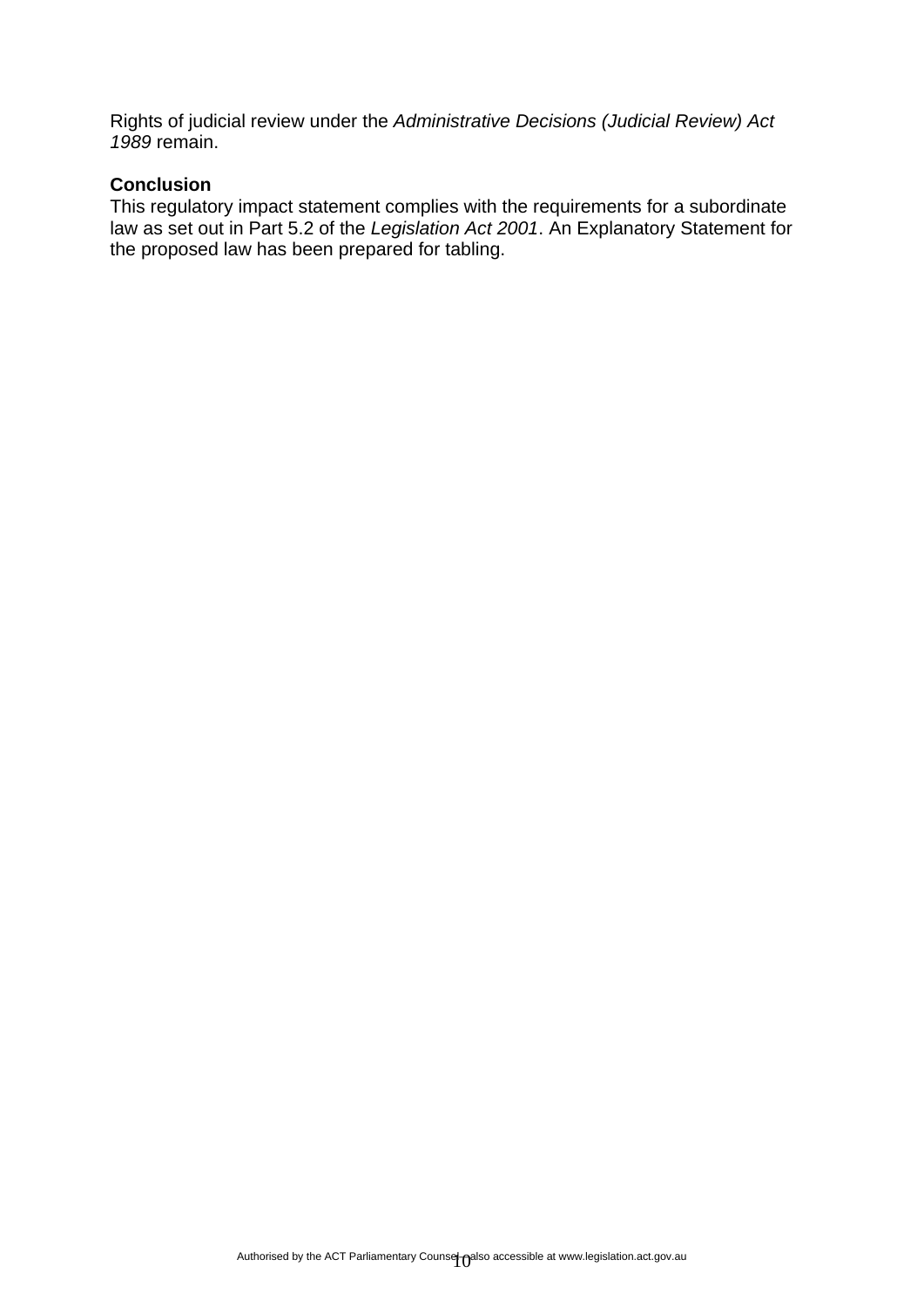Rights of judicial review under the *Administrative Decisions (Judicial Review) Act 1989* remain.

**Conclusion**

This regulatory impact statement complies with the requirements for a subordinate law as set out in Part 5.2 of the *Legislation Act 2001*. An Explanatory Statement for the proposed law has been prepared for tabling.